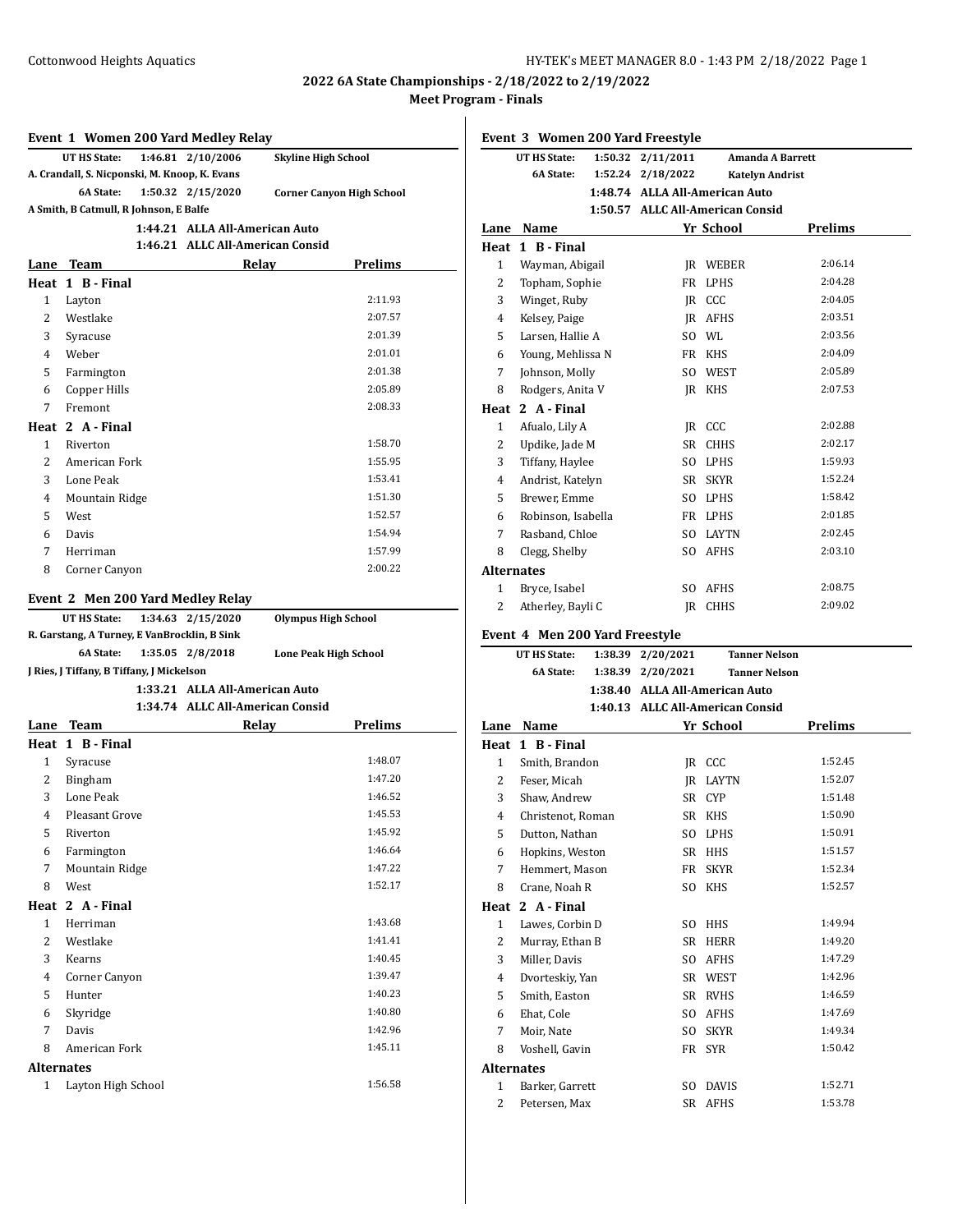## 2022 6A State Championships - 2/18/2022 to 2/19/2022

### Meet Program - Finals

### Event 1 Women 200 Yard Medley Relay

**UT HS State:** 1:46.81 2/10/2006 **Skyline High School**
A. Crandall, S. Nicponski, M. Knoop, K. Evans

**6A State:** 1:50.32 2/15/2020 **Corner Canyon High School**
A Smith, B Catmull, R Johnson, E Balfe

1:44.21 ALLA All-American Auto
1:46.21 ALLC All-American Consid

| Lane | Team | Relay | Prelims |
|---|---|---|---|
| **Heat 1 B - Final** | | | |
| 1 | Layton | | 2:11.93 |
| 2 | Westlake | | 2:07.57 |
| 3 | Syracuse | | 2:01.39 |
| 4 | Weber | | 2:01.01 |
| 5 | Farmington | | 2:01.38 |
| 6 | Copper Hills | | 2:05.89 |
| 7 | Fremont | | 2:08.33 |
| **Heat 2 A - Final** | | | |
| 1 | Riverton | | 1:58.70 |
| 2 | American Fork | | 1:55.95 |
| 3 | Lone Peak | | 1:53.41 |
| 4 | Mountain Ridge | | 1:51.30 |
| 5 | West | | 1:52.57 |
| 6 | Davis | | 1:54.94 |
| 7 | Herriman | | 1:57.99 |
| 8 | Corner Canyon | | 2:00.22 |

### Event 2 Men 200 Yard Medley Relay

**UT HS State:** 1:34.63 2/15/2020 **Olympus High School**
R. Garstang, A Turney, E VanBrocklin, B Sink

**6A State:** 1:35.05 2/8/2018 **Lone Peak High School**
J Ries, J Tiffany, B Tiffany, J Mickelson

1:33.21 ALLA All-American Auto
1:34.74 ALLC All-American Consid

| Lane | Team | Relay | Prelims |
|---|---|---|---|
| **Heat 1 B - Final** | | | |
| 1 | Syracuse | | 1:48.07 |
| 2 | Bingham | | 1:47.20 |
| 3 | Lone Peak | | 1:46.52 |
| 4 | Pleasant Grove | | 1:45.53 |
| 5 | Riverton | | 1:45.92 |
| 6 | Farmington | | 1:46.64 |
| 7 | Mountain Ridge | | 1:47.22 |
| 8 | West | | 1:52.17 |
| **Heat 2 A - Final** | | | |
| 1 | Herriman | | 1:43.68 |
| 2 | Westlake | | 1:41.41 |
| 3 | Kearns | | 1:40.45 |
| 4 | Corner Canyon | | 1:39.47 |
| 5 | Hunter | | 1:40.23 |
| 6 | Skyridge | | 1:40.80 |
| 7 | Davis | | 1:42.96 |
| 8 | American Fork | | 1:45.11 |
| **Alternates** | | | |
| 1 | Layton High School | | 1:56.58 |

### Event 3 Women 200 Yard Freestyle

**UT HS State:** 1:50.32 2/11/2011 **Amanda A Barrett**
**6A State:** 1:52.24 2/18/2022 **Katelyn Andrist**

1:48.74 ALLA All-American Auto
1:50.57 ALLC All-American Consid

| Lane | Name | Yr | School | Prelims |
|---|---|---|---|---|
| **Heat 1 B - Final** | | | | |
| 1 | Wayman, Abigail | JR | WEBER | 2:06.14 |
| 2 | Topham, Sophie | FR | LPHS | 2:04.28 |
| 3 | Winget, Ruby | JR | CCC | 2:04.05 |
| 4 | Kelsey, Paige | JR | AFHS | 2:03.51 |
| 5 | Larsen, Hallie A | SO | WL | 2:03.56 |
| 6 | Young, Mehlissa N | FR | KHS | 2:04.09 |
| 7 | Johnson, Molly | SO | WEST | 2:05.89 |
| 8 | Rodgers, Anita V | JR | KHS | 2:07.53 |
| **Heat 2 A - Final** | | | | |
| 1 | Afualo, Lily A | JR | CCC | 2:02.88 |
| 2 | Updike, Jade M | SR | CHHS | 2:02.17 |
| 3 | Tiffany, Haylee | SO | LPHS | 1:59.93 |
| 4 | Andrist, Katelyn | SR | SKYR | 1:52.24 |
| 5 | Brewer, Emme | SO | LPHS | 1:58.42 |
| 6 | Robinson, Isabella | FR | LPHS | 2:01.85 |
| 7 | Rasband, Chloe | SO | LAYTN | 2:02.45 |
| 8 | Clegg, Shelby | SO | AFHS | 2:03.10 |
| **Alternates** | | | | |
| 1 | Bryce, Isabel | SO | AFHS | 2:08.75 |
| 2 | Atherley, Bayli C | JR | CHHS | 2:09.02 |

### Event 4 Men 200 Yard Freestyle

**UT HS State:** 1:38.39 2/20/2021 **Tanner Nelson**
**6A State:** 1:38.39 2/20/2021 **Tanner Nelson**

1:38.40 ALLA All-American Auto
1:40.13 ALLC All-American Consid

| Lane | Name | Yr | School | Prelims |
|---|---|---|---|---|
| **Heat 1 B - Final** | | | | |
| 1 | Smith, Brandon | JR | CCC | 1:52.45 |
| 2 | Feser, Micah | JR | LAYTN | 1:52.07 |
| 3 | Shaw, Andrew | SR | CYP | 1:51.48 |
| 4 | Christenot, Roman | SR | KHS | 1:50.90 |
| 5 | Dutton, Nathan | SO | LPHS | 1:50.91 |
| 6 | Hopkins, Weston | SR | HHS | 1:51.57 |
| 7 | Hemmert, Mason | FR | SKYR | 1:52.34 |
| 8 | Crane, Noah R | SO | KHS | 1:52.57 |
| **Heat 2 A - Final** | | | | |
| 1 | Lawes, Corbin D | SO | HHS | 1:49.94 |
| 2 | Murray, Ethan B | SR | HERR | 1:49.20 |
| 3 | Miller, Davis | SO | AFHS | 1:47.29 |
| 4 | Dvorteskiy, Yan | SR | WEST | 1:42.96 |
| 5 | Smith, Easton | SR | RVHS | 1:46.59 |
| 6 | Ehat, Cole | SO | AFHS | 1:47.69 |
| 7 | Moir, Nate | SO | SKYR | 1:49.34 |
| 8 | Voshell, Gavin | FR | SYR | 1:50.42 |
| **Alternates** | | | | |
| 1 | Barker, Garrett | SO | DAVIS | 1:52.71 |
| 2 | Petersen, Max | SR | AFHS | 1:53.78 |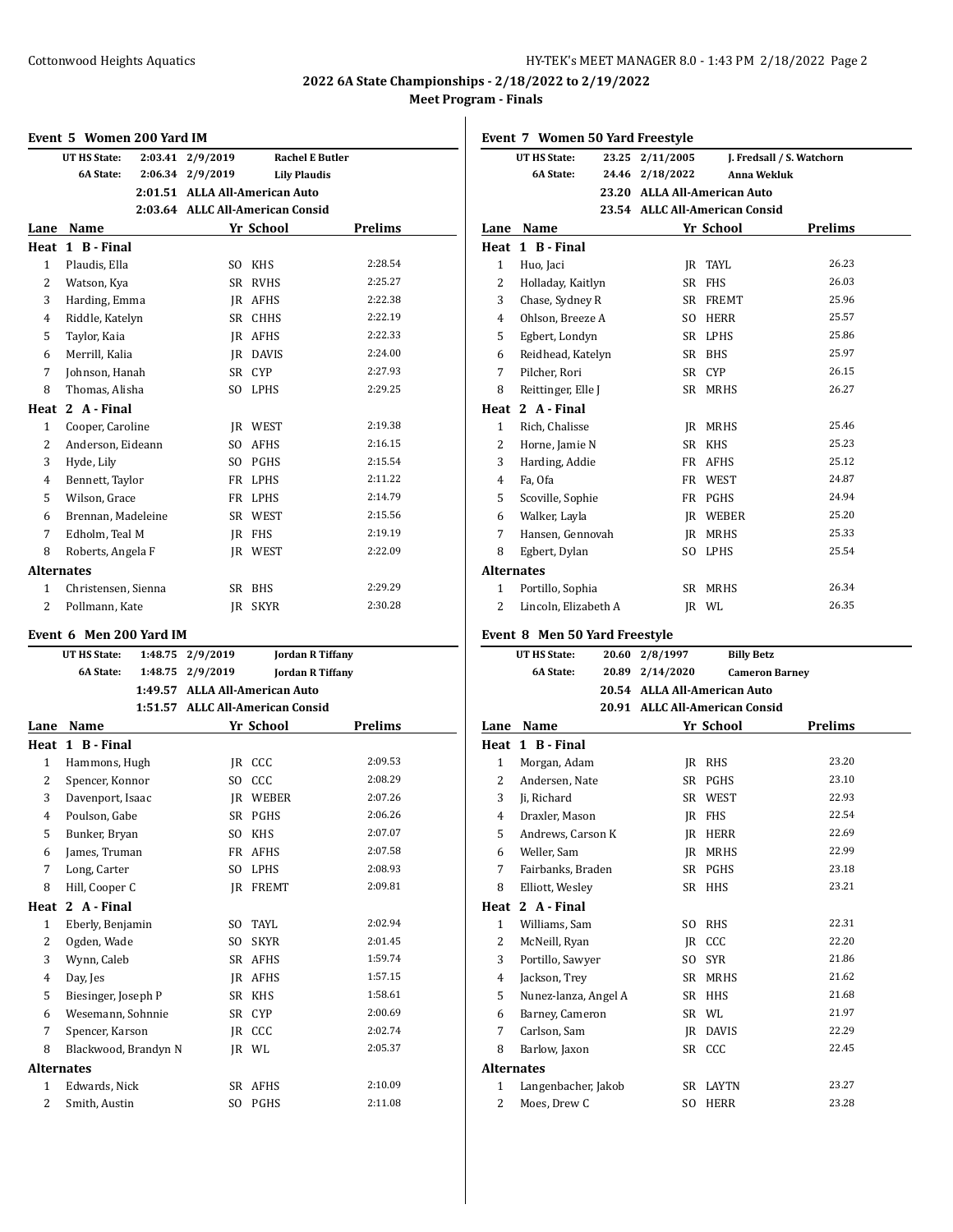## 2022 6A State Championships - 2/18/2022 to 2/19/2022

### Meet Program - Finals

#### Event 5 Women 200 Yard IM

| | | | |
|---|---|---|---|
| UT HS State: | 2:03.41 | 2/9/2019 | Rachel E Butler |
| 6A State: | 2:06.34 | 2/9/2019 | Lily Plaudis |
| | 2:01.51 | ALLA All-American Auto | |
| | 2:03.64 | ALLC All-American Consid | |

| Lane | Name | Yr | School | Prelims |
|---|---|---|---|---|
| **Heat 1 B - Final** | | | | |
| 1 | Plaudis, Ella | SO | KHS | 2:28.54 |
| 2 | Watson, Kya | SR | RVHS | 2:25.27 |
| 3 | Harding, Emma | JR | AFHS | 2:22.38 |
| 4 | Riddle, Katelyn | SR | CHHS | 2:22.19 |
| 5 | Taylor, Kaia | JR | AFHS | 2:22.33 |
| 6 | Merrill, Kalia | JR | DAVIS | 2:24.00 |
| 7 | Johnson, Hanah | SR | CYP | 2:27.93 |
| 8 | Thomas, Alisha | SO | LPHS | 2:29.25 |
| **Heat 2 A - Final** | | | | |
| 1 | Cooper, Caroline | JR | WEST | 2:19.38 |
| 2 | Anderson, Eideann | SO | AFHS | 2:16.15 |
| 3 | Hyde, Lily | SO | PGHS | 2:15.54 |
| 4 | Bennett, Taylor | FR | LPHS | 2:11.22 |
| 5 | Wilson, Grace | FR | LPHS | 2:14.79 |
| 6 | Brennan, Madeleine | SR | WEST | 2:15.56 |
| 7 | Edholm, Teal M | JR | FHS | 2:19.19 |
| 8 | Roberts, Angela F | JR | WEST | 2:22.09 |
| **Alternates** | | | | |
| 1 | Christensen, Sienna | SR | BHS | 2:29.29 |
| 2 | Pollmann, Kate | JR | SKYR | 2:30.28 |

#### Event 6 Men 200 Yard IM

| | | | |
|---|---|---|---|
| UT HS State: | 1:48.75 | 2/9/2019 | Jordan R Tiffany |
| 6A State: | 1:48.75 | 2/9/2019 | Jordan R Tiffany |
| | 1:49.57 | ALLA All-American Auto | |
| | 1:51.57 | ALLC All-American Consid | |

| Lane | Name | Yr | School | Prelims |
|---|---|---|---|---|
| **Heat 1 B - Final** | | | | |
| 1 | Hammons, Hugh | JR | CCC | 2:09.53 |
| 2 | Spencer, Konnor | SO | CCC | 2:08.29 |
| 3 | Davenport, Isaac | JR | WEBER | 2:07.26 |
| 4 | Poulson, Gabe | SR | PGHS | 2:06.26 |
| 5 | Bunker, Bryan | SO | KHS | 2:07.07 |
| 6 | James, Truman | FR | AFHS | 2:07.58 |
| 7 | Long, Carter | SO | LPHS | 2:08.93 |
| 8 | Hill, Cooper C | JR | FREMT | 2:09.81 |
| **Heat 2 A - Final** | | | | |
| 1 | Eberly, Benjamin | SO | TAYL | 2:02.94 |
| 2 | Ogden, Wade | SO | SKYR | 2:01.45 |
| 3 | Wynn, Caleb | SR | AFHS | 1:59.74 |
| 4 | Day, Jes | JR | AFHS | 1:57.15 |
| 5 | Biesinger, Joseph P | SR | KHS | 1:58.61 |
| 6 | Wesemann, Sohnnie | SR | CYP | 2:00.69 |
| 7 | Spencer, Karson | JR | CCC | 2:02.74 |
| 8 | Blackwood, Brandyn N | JR | WL | 2:05.37 |
| **Alternates** | | | | |
| 1 | Edwards, Nick | SR | AFHS | 2:10.09 |
| 2 | Smith, Austin | SO | PGHS | 2:11.08 |

#### Event 7 Women 50 Yard Freestyle

| | | | |
|---|---|---|---|
| UT HS State: | 23.25 | 2/11/2005 | J. Fredsall / S. Watchorn |
| 6A State: | 24.46 | 2/18/2022 | Anna Wekluk |
| | 23.20 | ALLA All-American Auto | |
| | 23.54 | ALLC All-American Consid | |

| Lane | Name | Yr | School | Prelims |
|---|---|---|---|---|
| **Heat 1 B - Final** | | | | |
| 1 | Huo, Jaci | JR | TAYL | 26.23 |
| 2 | Holladay, Kaitlyn | SR | FHS | 26.03 |
| 3 | Chase, Sydney R | SR | FREMT | 25.96 |
| 4 | Ohlson, Breeze A | SO | HERR | 25.57 |
| 5 | Egbert, Londyn | SR | LPHS | 25.86 |
| 6 | Reidhead, Katelyn | SR | BHS | 25.97 |
| 7 | Pilcher, Rori | SR | CYP | 26.15 |
| 8 | Reittinger, Elle J | SR | MRHS | 26.27 |
| **Heat 2 A - Final** | | | | |
| 1 | Rich, Chalisse | JR | MRHS | 25.46 |
| 2 | Horne, Jamie N | SR | KHS | 25.23 |
| 3 | Harding, Addie | FR | AFHS | 25.12 |
| 4 | Fa, Ofa | FR | WEST | 24.87 |
| 5 | Scoville, Sophie | FR | PGHS | 24.94 |
| 6 | Walker, Layla | JR | WEBER | 25.20 |
| 7 | Hansen, Gennovah | JR | MRHS | 25.33 |
| 8 | Egbert, Dylan | SO | LPHS | 25.54 |
| **Alternates** | | | | |
| 1 | Portillo, Sophia | SR | MRHS | 26.34 |
| 2 | Lincoln, Elizabeth A | JR | WL | 26.35 |

#### Event 8 Men 50 Yard Freestyle

| | | | |
|---|---|---|---|
| UT HS State: | 20.60 | 2/8/1997 | Billy Betz |
| 6A State: | 20.89 | 2/14/2020 | Cameron Barney |
| | 20.54 | ALLA All-American Auto | |
| | 20.91 | ALLC All-American Consid | |

| Lane | Name | Yr | School | Prelims |
|---|---|---|---|---|
| **Heat 1 B - Final** | | | | |
| 1 | Morgan, Adam | JR | RHS | 23.20 |
| 2 | Andersen, Nate | SR | PGHS | 23.10 |
| 3 | Ji, Richard | SR | WEST | 22.93 |
| 4 | Draxler, Mason | JR | FHS | 22.54 |
| 5 | Andrews, Carson K | JR | HERR | 22.69 |
| 6 | Weller, Sam | JR | MRHS | 22.99 |
| 7 | Fairbanks, Braden | SR | PGHS | 23.18 |
| 8 | Elliott, Wesley | SR | HHS | 23.21 |
| **Heat 2 A - Final** | | | | |
| 1 | Williams, Sam | SO | RHS | 22.31 |
| 2 | McNeill, Ryan | JR | CCC | 22.20 |
| 3 | Portillo, Sawyer | SO | SYR | 21.86 |
| 4 | Jackson, Trey | SR | MRHS | 21.62 |
| 5 | Nunez-lanza, Angel A | SR | HHS | 21.68 |
| 6 | Barney, Cameron | SR | WL | 21.97 |
| 7 | Carlson, Sam | JR | DAVIS | 22.29 |
| 8 | Barlow, Jaxon | SR | CCC | 22.45 |
| **Alternates** | | | | |
| 1 | Langenbacher, Jakob | SR | LAYTN | 23.27 |
| 2 | Moes, Drew C | SO | HERR | 23.28 |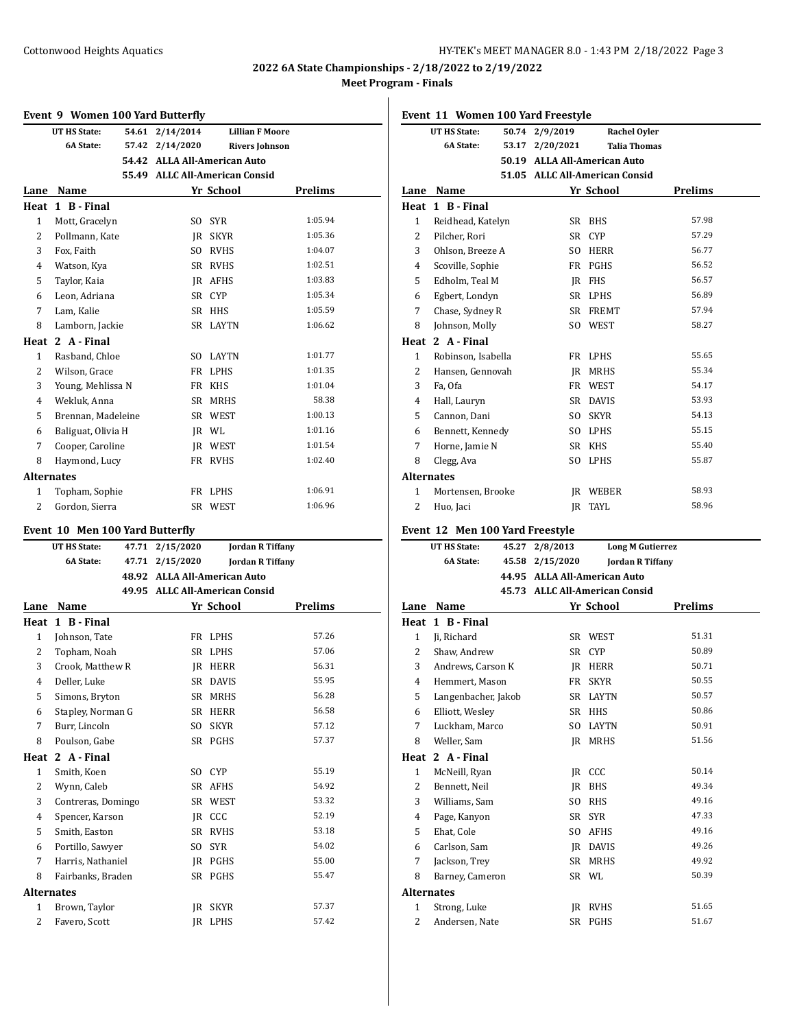## 2022 6A State Championships - 2/18/2022 to 2/19/2022

### Meet Program - Finals

### Event 9 Women 100 Yard Butterfly

| | | | |
|---|---|---|---|
| UT HS State: | 54.61 | 2/14/2014 | Lillian F Moore |
| 6A State: | 57.42 | 2/14/2020 | Rivers Johnson |
| | 54.42 | ALLA All-American Auto | |
| | 55.49 | ALLC All-American Consid | |

| Lane | Name | Yr | School | Prelims |
|---|---|---|---|---|
| **Heat 1 B - Final** | | | | |
| 1 | Mott, Gracelyn | SO | SYR | 1:05.94 |
| 2 | Pollmann, Kate | JR | SKYR | 1:05.36 |
| 3 | Fox, Faith | SO | RVHS | 1:04.07 |
| 4 | Watson, Kya | SR | RVHS | 1:02.51 |
| 5 | Taylor, Kaia | JR | AFHS | 1:03.83 |
| 6 | Leon, Adriana | SR | CYP | 1:05.34 |
| 7 | Lam, Kalie | SR | HHS | 1:05.59 |
| 8 | Lamborn, Jackie | SR | LAYTN | 1:06.62 |
| **Heat 2 A - Final** | | | | |
| 1 | Rasband, Chloe | SO | LAYTN | 1:01.77 |
| 2 | Wilson, Grace | FR | LPHS | 1:01.35 |
| 3 | Young, Mehlissa N | FR | KHS | 1:01.04 |
| 4 | Wekluk, Anna | SR | MRHS | 58.38 |
| 5 | Brennan, Madeleine | SR | WEST | 1:00.13 |
| 6 | Baliguat, Olivia H | JR | WL | 1:01.16 |
| 7 | Cooper, Caroline | JR | WEST | 1:01.54 |
| 8 | Haymond, Lucy | FR | RVHS | 1:02.40 |
| **Alternates** | | | | |
| 1 | Topham, Sophie | FR | LPHS | 1:06.91 |
| 2 | Gordon, Sierra | SR | WEST | 1:06.96 |

### Event 10 Men 100 Yard Butterfly

| | | | |
|---|---|---|---|
| UT HS State: | 47.71 | 2/15/2020 | Jordan R Tiffany |
| 6A State: | 47.71 | 2/15/2020 | Jordan R Tiffany |
| | 48.92 | ALLA All-American Auto | |
| | 49.95 | ALLC All-American Consid | |

| Lane | Name | Yr | School | Prelims |
|---|---|---|---|---|
| **Heat 1 B - Final** | | | | |
| 1 | Johnson, Tate | FR | LPHS | 57.26 |
| 2 | Topham, Noah | SR | LPHS | 57.06 |
| 3 | Crook, Matthew R | JR | HERR | 56.31 |
| 4 | Deller, Luke | SR | DAVIS | 55.95 |
| 5 | Simons, Bryton | SR | MRHS | 56.28 |
| 6 | Stapley, Norman G | SR | HERR | 56.58 |
| 7 | Burr, Lincoln | SO | SKYR | 57.12 |
| 8 | Poulson, Gabe | SR | PGHS | 57.37 |
| **Heat 2 A - Final** | | | | |
| 1 | Smith, Koen | SO | CYP | 55.19 |
| 2 | Wynn, Caleb | SR | AFHS | 54.92 |
| 3 | Contreras, Domingo | SR | WEST | 53.32 |
| 4 | Spencer, Karson | JR | CCC | 52.19 |
| 5 | Smith, Easton | SR | RVHS | 53.18 |
| 6 | Portillo, Sawyer | SO | SYR | 54.02 |
| 7 | Harris, Nathaniel | JR | PGHS | 55.00 |
| 8 | Fairbanks, Braden | SR | PGHS | 55.47 |
| **Alternates** | | | | |
| 1 | Brown, Taylor | JR | SKYR | 57.37 |
| 2 | Favero, Scott | JR | LPHS | 57.42 |

### Event 11 Women 100 Yard Freestyle

| | | | |
|---|---|---|---|
| UT HS State: | 50.74 | 2/9/2019 | Rachel Oyler |
| 6A State: | 53.17 | 2/20/2021 | Talia Thomas |
| | 50.19 | ALLA All-American Auto | |
| | 51.05 | ALLC All-American Consid | |

| Lane | Name | Yr | School | Prelims |
|---|---|---|---|---|
| **Heat 1 B - Final** | | | | |
| 1 | Reidhead, Katelyn | SR | BHS | 57.98 |
| 2 | Pilcher, Rori | SR | CYP | 57.29 |
| 3 | Ohlson, Breeze A | SO | HERR | 56.77 |
| 4 | Scoville, Sophie | FR | PGHS | 56.52 |
| 5 | Edholm, Teal M | JR | FHS | 56.57 |
| 6 | Egbert, Londyn | SR | LPHS | 56.89 |
| 7 | Chase, Sydney R | SR | FREMT | 57.94 |
| 8 | Johnson, Molly | SO | WEST | 58.27 |
| **Heat 2 A - Final** | | | | |
| 1 | Robinson, Isabella | FR | LPHS | 55.65 |
| 2 | Hansen, Gennovah | JR | MRHS | 55.34 |
| 3 | Fa, Ofa | FR | WEST | 54.17 |
| 4 | Hall, Lauryn | SR | DAVIS | 53.93 |
| 5 | Cannon, Dani | SO | SKYR | 54.13 |
| 6 | Bennett, Kennedy | SO | LPHS | 55.15 |
| 7 | Horne, Jamie N | SR | KHS | 55.40 |
| 8 | Clegg, Ava | SO | LPHS | 55.87 |
| **Alternates** | | | | |
| 1 | Mortensen, Brooke | JR | WEBER | 58.93 |
| 2 | Huo, Jaci | JR | TAYL | 58.96 |

### Event 12 Men 100 Yard Freestyle

| | | | |
|---|---|---|---|
| UT HS State: | 45.27 | 2/8/2013 | Long M Gutierrez |
| 6A State: | 45.58 | 2/15/2020 | Jordan R Tiffany |
| | 44.95 | ALLA All-American Auto | |
| | 45.73 | ALLC All-American Consid | |

| Lane | Name | Yr | School | Prelims |
|---|---|---|---|---|
| **Heat 1 B - Final** | | | | |
| 1 | Ji, Richard | SR | WEST | 51.31 |
| 2 | Shaw, Andrew | SR | CYP | 50.89 |
| 3 | Andrews, Carson K | JR | HERR | 50.71 |
| 4 | Hemmert, Mason | FR | SKYR | 50.55 |
| 5 | Langenbacher, Jakob | SR | LAYTN | 50.57 |
| 6 | Elliott, Wesley | SR | HHS | 50.86 |
| 7 | Luckham, Marco | SO | LAYTN | 50.91 |
| 8 | Weller, Sam | JR | MRHS | 51.56 |
| **Heat 2 A - Final** | | | | |
| 1 | McNeill, Ryan | JR | CCC | 50.14 |
| 2 | Bennett, Neil | JR | BHS | 49.34 |
| 3 | Williams, Sam | SO | RHS | 49.16 |
| 4 | Page, Kanyon | SR | SYR | 47.33 |
| 5 | Ehat, Cole | SO | AFHS | 49.16 |
| 6 | Carlson, Sam | JR | DAVIS | 49.26 |
| 7 | Jackson, Trey | SR | MRHS | 49.92 |
| 8 | Barney, Cameron | SR | WL | 50.39 |
| **Alternates** | | | | |
| 1 | Strong, Luke | JR | RVHS | 51.65 |
| 2 | Andersen, Nate | SR | PGHS | 51.67 |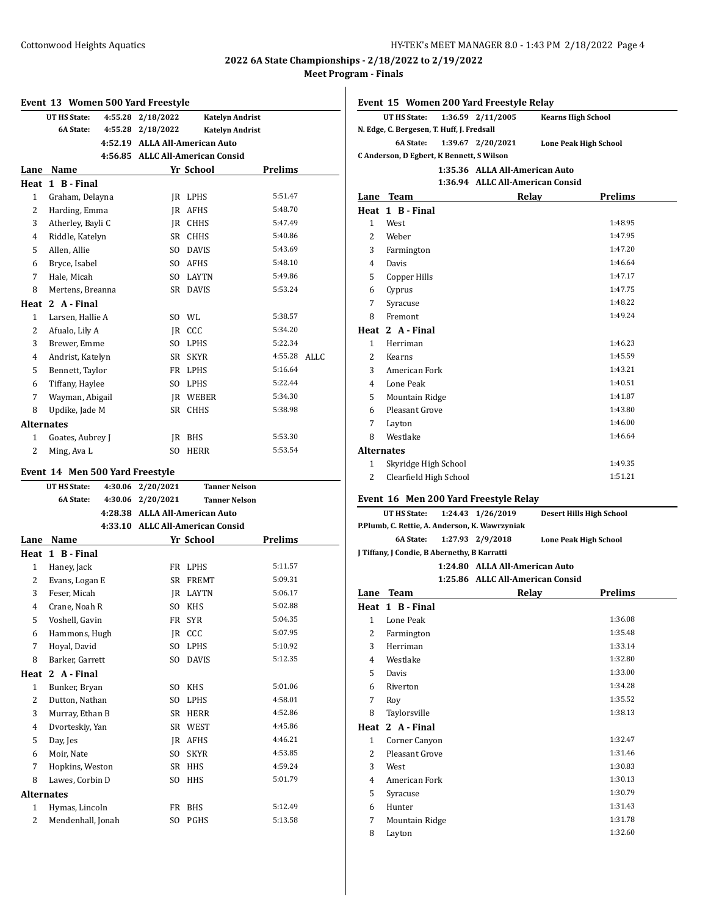# 2022 6A State Championships - 2/18/2022 to 2/19/2022

## Meet Program - Finals

### Event 13 Women 500 Yard Freestyle

| | | | |
|---|---|---|---|
| UT HS State: | 4:55.28 | 2/18/2022 | Katelyn Andrist |
| 6A State: | 4:55.28 | 2/18/2022 | Katelyn Andrist |
| | 4:52.19 | ALLA All-American Auto | |
| | 4:56.85 | ALLC All-American Consid | |

| Lane | Name | Yr | School | Prelims | |
|---|---|---|---|---|---|
| **Heat 1 B - Final** | | | | | |
| 1 | Graham, Delayna | JR | LPHS | 5:51.47 | |
| 2 | Harding, Emma | JR | AFHS | 5:48.70 | |
| 3 | Atherley, Bayli C | JR | CHHS | 5:47.49 | |
| 4 | Riddle, Katelyn | SR | CHHS | 5:40.86 | |
| 5 | Allen, Allie | SO | DAVIS | 5:43.69 | |
| 6 | Bryce, Isabel | SO | AFHS | 5:48.10 | |
| 7 | Hale, Micah | SO | LAYTN | 5:49.86 | |
| 8 | Mertens, Breanna | SR | DAVIS | 5:53.24 | |
| **Heat 2 A - Final** | | | | | |
| 1 | Larsen, Hallie A | SO | WL | 5:38.57 | |
| 2 | Afualo, Lily A | JR | CCC | 5:34.20 | |
| 3 | Brewer, Emme | SO | LPHS | 5:22.34 | |
| 4 | Andrist, Katelyn | SR | SKYR | 4:55.28 | ALLC |
| 5 | Bennett, Taylor | FR | LPHS | 5:16.64 | |
| 6 | Tiffany, Haylee | SO | LPHS | 5:22.44 | |
| 7 | Wayman, Abigail | JR | WEBER | 5:34.30 | |
| 8 | Updike, Jade M | SR | CHHS | 5:38.98 | |
| **Alternates** | | | | | |
| 1 | Goates, Aubrey J | JR | BHS | 5:53.30 | |
| 2 | Ming, Ava L | SO | HERR | 5:53.54 | |

### Event 14 Men 500 Yard Freestyle

| | | | |
|---|---|---|---|
| UT HS State: | 4:30.06 | 2/20/2021 | Tanner Nelson |
| 6A State: | 4:30.06 | 2/20/2021 | Tanner Nelson |
| | 4:28.38 | ALLA All-American Auto | |
| | 4:33.10 | ALLC All-American Consid | |

| Lane | Name | Yr | School | Prelims |
|---|---|---|---|---|
| **Heat 1 B - Final** | | | | |
| 1 | Haney, Jack | FR | LPHS | 5:11.57 |
| 2 | Evans, Logan E | SR | FREMT | 5:09.31 |
| 3 | Feser, Micah | JR | LAYTN | 5:06.17 |
| 4 | Crane, Noah R | SO | KHS | 5:02.88 |
| 5 | Voshell, Gavin | FR | SYR | 5:04.35 |
| 6 | Hammons, Hugh | JR | CCC | 5:07.95 |
| 7 | Hoyal, David | SO | LPHS | 5:10.92 |
| 8 | Barker, Garrett | SO | DAVIS | 5:12.35 |
| **Heat 2 A - Final** | | | | |
| 1 | Bunker, Bryan | SO | KHS | 5:01.06 |
| 2 | Dutton, Nathan | SO | LPHS | 4:58.01 |
| 3 | Murray, Ethan B | SR | HERR | 4:52.86 |
| 4 | Dvorteskiy, Yan | SR | WEST | 4:45.86 |
| 5 | Day, Jes | JR | AFHS | 4:46.21 |
| 6 | Moir, Nate | SO | SKYR | 4:53.85 |
| 7 | Hopkins, Weston | SR | HHS | 4:59.24 |
| 8 | Lawes, Corbin D | SO | HHS | 5:01.79 |
| **Alternates** | | | | |
| 1 | Hymas, Lincoln | FR | BHS | 5:12.49 |
| 2 | Mendenhall, Jonah | SO | PGHS | 5:13.58 |

### Event 15 Women 200 Yard Freestyle Relay

| | | | |
|---|---|---|---|
| UT HS State: | 1:36.59 | 2/11/2005 | Kearns High School |
| N. Edge, C. Bergesen, T. Huff, J. Fredsall | | | |
| 6A State: | 1:39.67 | 2/20/2021 | Lone Peak High School |
| C Anderson, D Egbert, K Bennett, S Wilson | | | |
| | 1:35.36 | ALLA All-American Auto | |
| | 1:36.94 | ALLC All-American Consid | |

| Lane | Team | Relay | Prelims |
|---|---|---|---|
| **Heat 1 B - Final** | | | |
| 1 | West | | 1:48.95 |
| 2 | Weber | | 1:47.95 |
| 3 | Farmington | | 1:47.20 |
| 4 | Davis | | 1:46.64 |
| 5 | Copper Hills | | 1:47.17 |
| 6 | Cyprus | | 1:47.75 |
| 7 | Syracuse | | 1:48.22 |
| 8 | Fremont | | 1:49.24 |
| **Heat 2 A - Final** | | | |
| 1 | Herriman | | 1:46.23 |
| 2 | Kearns | | 1:45.59 |
| 3 | American Fork | | 1:43.21 |
| 4 | Lone Peak | | 1:40.51 |
| 5 | Mountain Ridge | | 1:41.87 |
| 6 | Pleasant Grove | | 1:43.80 |
| 7 | Layton | | 1:46.00 |
| 8 | Westlake | | 1:46.64 |
| **Alternates** | | | |
| 1 | Skyridge High School | | 1:49.35 |
| 2 | Clearfield High School | | 1:51.21 |

### Event 16 Men 200 Yard Freestyle Relay

| | | | |
|---|---|---|---|
| UT HS State: | 1:24.43 | 1/26/2019 | Desert Hills High School |
| P.Plumb, C. Rettie, A. Anderson, K. Wawrzyniak | | | |
| 6A State: | 1:27.93 | 2/9/2018 | Lone Peak High School |
| J Tiffany, J Condie, B Abernethy, B Karratti | | | |
| | 1:24.80 | ALLA All-American Auto | |
| | 1:25.86 | ALLC All-American Consid | |

| Lane | Team | Relay | Prelims |
|---|---|---|---|
| **Heat 1 B - Final** | | | |
| 1 | Lone Peak | | 1:36.08 |
| 2 | Farmington | | 1:35.48 |
| 3 | Herriman | | 1:33.14 |
| 4 | Westlake | | 1:32.80 |
| 5 | Davis | | 1:33.00 |
| 6 | Riverton | | 1:34.28 |
| 7 | Roy | | 1:35.52 |
| 8 | Taylorsville | | 1:38.13 |
| **Heat 2 A - Final** | | | |
| 1 | Corner Canyon | | 1:32.47 |
| 2 | Pleasant Grove | | 1:31.46 |
| 3 | West | | 1:30.83 |
| 4 | American Fork | | 1:30.13 |
| 5 | Syracuse | | 1:30.79 |
| 6 | Hunter | | 1:31.43 |
| 7 | Mountain Ridge | | 1:31.78 |
| 8 | Layton | | 1:32.60 |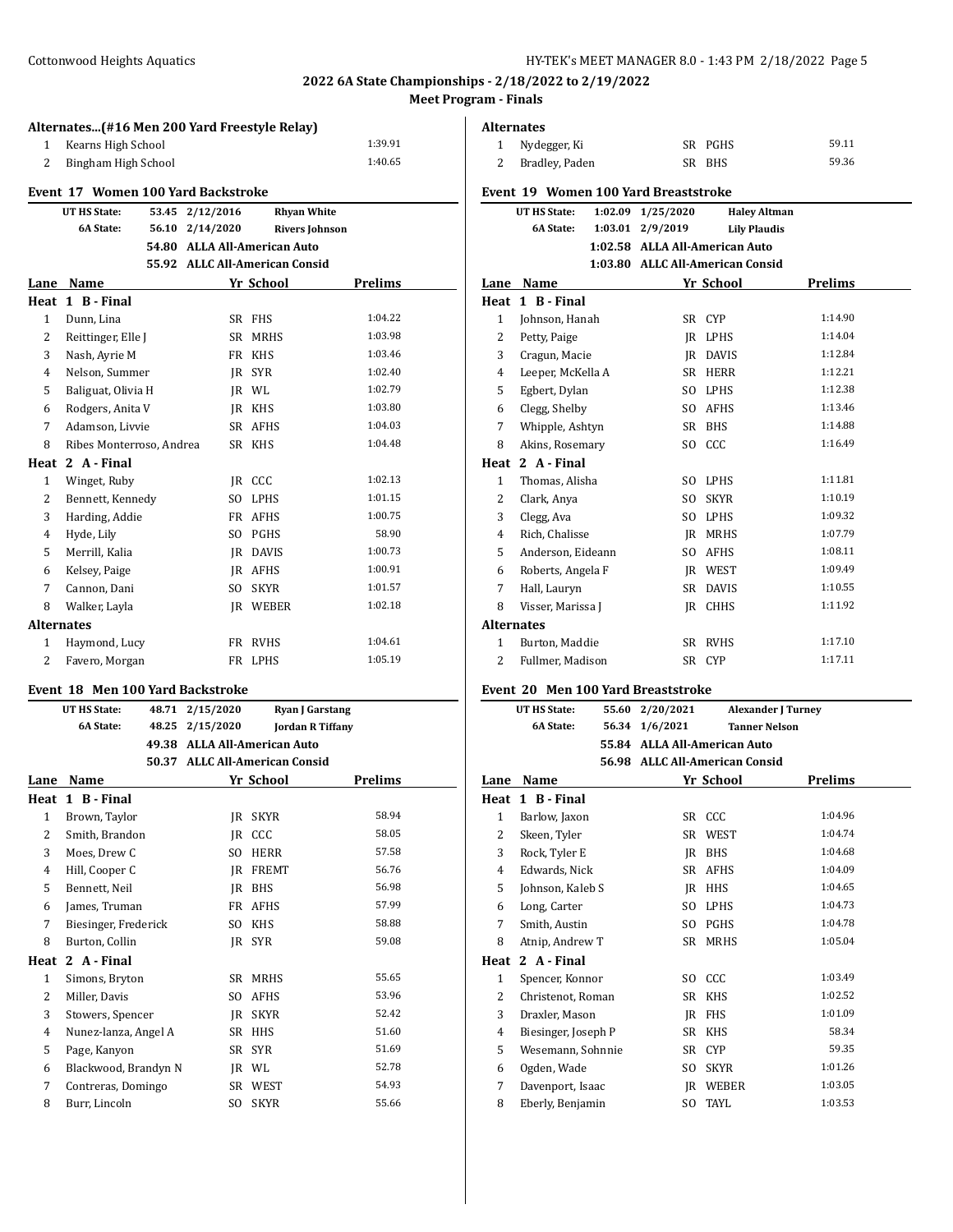**2022 6A State Championships - 2/18/2022 to 2/19/2022**

**Meet Program - Finals**

### Alternates...(#16 Men 200 Yard Freestyle Relay)

| | School | Time |
|---|---|---|
| 1 | Kearns High School | 1:39.91 |
| 2 | Bingham High School | 1:40.65 |

### Event 17 Women 100 Yard Backstroke

| | | | |
|---|---|---|---|
| UT HS State: | 53.45 | 2/12/2016 | Rhyan White |
| 6A State: | 56.10 | 2/14/2020 | Rivers Johnson |
| | 54.80 | ALLA All-American Auto | |
| | 55.92 | ALLC All-American Consid | |

| Lane | Name | Yr | School | Prelims |
|---|---|---|---|---|
| **Heat 1 B - Final** | | | | |
| 1 | Dunn, Lina | SR | FHS | 1:04.22 |
| 2 | Reittinger, Elle J | SR | MRHS | 1:03.98 |
| 3 | Nash, Ayrie M | FR | KHS | 1:03.46 |
| 4 | Nelson, Summer | JR | SYR | 1:02.40 |
| 5 | Baliguat, Olivia H | JR | WL | 1:02.79 |
| 6 | Rodgers, Anita V | JR | KHS | 1:03.80 |
| 7 | Adamson, Livvie | SR | AFHS | 1:04.03 |
| 8 | Ribes Monterroso, Andrea | SR | KHS | 1:04.48 |
| **Heat 2 A - Final** | | | | |
| 1 | Winget, Ruby | JR | CCC | 1:02.13 |
| 2 | Bennett, Kennedy | SO | LPHS | 1:01.15 |
| 3 | Harding, Addie | FR | AFHS | 1:00.75 |
| 4 | Hyde, Lily | SO | PGHS | 58.90 |
| 5 | Merrill, Kalia | JR | DAVIS | 1:00.73 |
| 6 | Kelsey, Paige | JR | AFHS | 1:00.91 |
| 7 | Cannon, Dani | SO | SKYR | 1:01.57 |
| 8 | Walker, Layla | JR | WEBER | 1:02.18 |
| **Alternates** | | | | |
| 1 | Haymond, Lucy | FR | RVHS | 1:04.61 |
| 2 | Favero, Morgan | FR | LPHS | 1:05.19 |

### Event 18 Men 100 Yard Backstroke

| | | | |
|---|---|---|---|
| UT HS State: | 48.71 | 2/15/2020 | Ryan J Garstang |
| 6A State: | 48.25 | 2/15/2020 | Jordan R Tiffany |
| | 49.38 | ALLA All-American Auto | |
| | 50.37 | ALLC All-American Consid | |

| Lane | Name | Yr | School | Prelims |
|---|---|---|---|---|
| **Heat 1 B - Final** | | | | |
| 1 | Brown, Taylor | JR | SKYR | 58.94 |
| 2 | Smith, Brandon | JR | CCC | 58.05 |
| 3 | Moes, Drew C | SO | HERR | 57.58 |
| 4 | Hill, Cooper C | JR | FREMT | 56.76 |
| 5 | Bennett, Neil | JR | BHS | 56.98 |
| 6 | James, Truman | FR | AFHS | 57.99 |
| 7 | Biesinger, Frederick | SO | KHS | 58.88 |
| 8 | Burton, Collin | JR | SYR | 59.08 |
| **Heat 2 A - Final** | | | | |
| 1 | Simons, Bryton | SR | MRHS | 55.65 |
| 2 | Miller, Davis | SO | AFHS | 53.96 |
| 3 | Stowers, Spencer | JR | SKYR | 52.42 |
| 4 | Nunez-lanza, Angel A | SR | HHS | 51.60 |
| 5 | Page, Kanyon | SR | SYR | 51.69 |
| 6 | Blackwood, Brandyn N | JR | WL | 52.78 |
| 7 | Contreras, Domingo | SR | WEST | 54.93 |
| 8 | Burr, Lincoln | SO | SKYR | 55.66 |
| **Alternates** | | | | |
| 1 | Nydegger, Ki | SR | PGHS | 59.11 |
| 2 | Bradley, Paden | SR | BHS | 59.36 |

### Event 19 Women 100 Yard Breaststroke

| | | | |
|---|---|---|---|
| UT HS State: | 1:02.09 | 1/25/2020 | Haley Altman |
| 6A State: | 1:03.01 | 2/9/2019 | Lily Plaudis |
| | 1:02.58 | ALLA All-American Auto | |
| | 1:03.80 | ALLC All-American Consid | |

| Lane | Name | Yr | School | Prelims |
|---|---|---|---|---|
| **Heat 1 B - Final** | | | | |
| 1 | Johnson, Hanah | SR | CYP | 1:14.90 |
| 2 | Petty, Paige | JR | LPHS | 1:14.04 |
| 3 | Cragun, Macie | JR | DAVIS | 1:12.84 |
| 4 | Leeper, McKella A | SR | HERR | 1:12.21 |
| 5 | Egbert, Dylan | SO | LPHS | 1:12.38 |
| 6 | Clegg, Shelby | SO | AFHS | 1:13.46 |
| 7 | Whipple, Ashtyn | SR | BHS | 1:14.88 |
| 8 | Akins, Rosemary | SO | CCC | 1:16.49 |
| **Heat 2 A - Final** | | | | |
| 1 | Thomas, Alisha | SO | LPHS | 1:11.81 |
| 2 | Clark, Anya | SO | SKYR | 1:10.19 |
| 3 | Clegg, Ava | SO | LPHS | 1:09.32 |
| 4 | Rich, Chalisse | JR | MRHS | 1:07.79 |
| 5 | Anderson, Eideann | SO | AFHS | 1:08.11 |
| 6 | Roberts, Angela F | JR | WEST | 1:09.49 |
| 7 | Hall, Lauryn | SR | DAVIS | 1:10.55 |
| 8 | Visser, Marissa J | JR | CHHS | 1:11.92 |
| **Alternates** | | | | |
| 1 | Burton, Maddie | SR | RVHS | 1:17.10 |
| 2 | Fullmer, Madison | SR | CYP | 1:17.11 |

### Event 20 Men 100 Yard Breaststroke

| | | | |
|---|---|---|---|
| UT HS State: | 55.60 | 2/20/2021 | Alexander J Turney |
| 6A State: | 56.34 | 1/6/2021 | Tanner Nelson |
| | 55.84 | ALLA All-American Auto | |
| | 56.98 | ALLC All-American Consid | |

| Lane | Name | Yr | School | Prelims |
|---|---|---|---|---|
| **Heat 1 B - Final** | | | | |
| 1 | Barlow, Jaxon | SR | CCC | 1:04.96 |
| 2 | Skeen, Tyler | SR | WEST | 1:04.74 |
| 3 | Rock, Tyler E | JR | BHS | 1:04.68 |
| 4 | Edwards, Nick | SR | AFHS | 1:04.09 |
| 5 | Johnson, Kaleb S | JR | HHS | 1:04.65 |
| 6 | Long, Carter | SO | LPHS | 1:04.73 |
| 7 | Smith, Austin | SO | PGHS | 1:04.78 |
| 8 | Atnip, Andrew T | SR | MRHS | 1:05.04 |
| **Heat 2 A - Final** | | | | |
| 1 | Spencer, Konnor | SO | CCC | 1:03.49 |
| 2 | Christenot, Roman | SR | KHS | 1:02.52 |
| 3 | Draxler, Mason | JR | FHS | 1:01.09 |
| 4 | Biesinger, Joseph P | SR | KHS | 58.34 |
| 5 | Wesemann, Sohnnie | SR | CYP | 59.35 |
| 6 | Ogden, Wade | SO | SKYR | 1:01.26 |
| 7 | Davenport, Isaac | JR | WEBER | 1:03.05 |
| 8 | Eberly, Benjamin | SO | TAYL | 1:03.53 |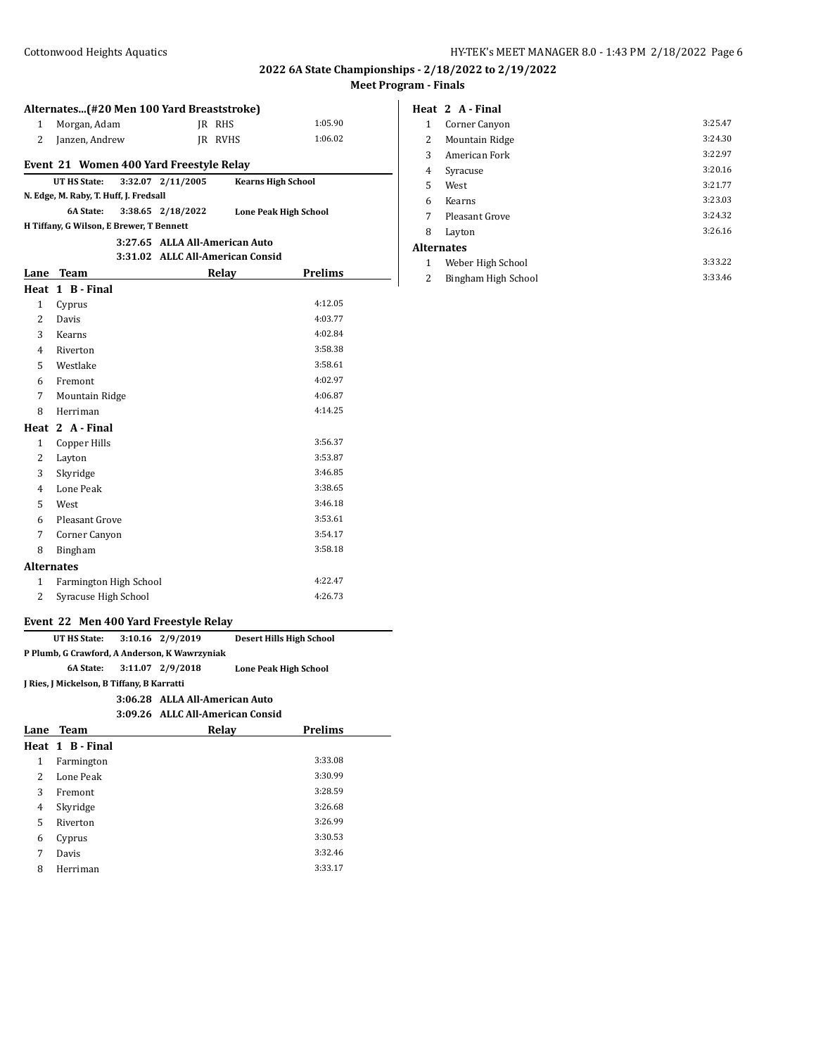2022 6A State Championships - 2/18/2022 to 2/19/2022

Meet Program - Finals

### Alternates...(#20 Men 100 Yard Breaststroke)

| | | | | |
|---|---|---|---|---|
| 1 | Morgan, Adam | JR | RHS | 1:05.90 |
| 2 | Janzen, Andrew | JR | RVHS | 1:06.02 |

### Event 21 Women 400 Yard Freestyle Relay

**UT HS State:** 3:32.07 2/11/2005 Kearns High School
N. Edge, M. Raby, T. Huff, J. Fredsall

**6A State:** 3:38.65 2/18/2022 Lone Peak High School
H Tiffany, G Wilson, E Brewer, T Bennett

3:27.65 ALLA All-American Auto
3:31.02 ALLC All-American Consid

| Lane | Team | Relay | Prelims |
|---|---|---|---|
| **Heat 1 B - Final** | | | |
| 1 | Cyprus | | 4:12.05 |
| 2 | Davis | | 4:03.77 |
| 3 | Kearns | | 4:02.84 |
| 4 | Riverton | | 3:58.38 |
| 5 | Westlake | | 3:58.61 |
| 6 | Fremont | | 4:02.97 |
| 7 | Mountain Ridge | | 4:06.87 |
| 8 | Herriman | | 4:14.25 |
| **Heat 2 A - Final** | | | |
| 1 | Copper Hills | | 3:56.37 |
| 2 | Layton | | 3:53.87 |
| 3 | Skyridge | | 3:46.85 |
| 4 | Lone Peak | | 3:38.65 |
| 5 | West | | 3:46.18 |
| 6 | Pleasant Grove | | 3:53.61 |
| 7 | Corner Canyon | | 3:54.17 |
| 8 | Bingham | | 3:58.18 |
| **Alternates** | | | |
| 1 | Farmington High School | | 4:22.47 |
| 2 | Syracuse High School | | 4:26.73 |

### Event 22 Men 400 Yard Freestyle Relay

**UT HS State:** 3:10.16 2/9/2019 Desert Hills High School
P Plumb, G Crawford, A Anderson, K Wawrzyniak

**6A State:** 3:11.07 2/9/2018 Lone Peak High School
J Ries, J Mickelson, B Tiffany, B Karratti

3:06.28 ALLA All-American Auto
3:09.26 ALLC All-American Consid

| Lane | Team | Relay | Prelims |
|---|---|---|---|
| **Heat 1 B - Final** | | | |
| 1 | Farmington | | 3:33.08 |
| 2 | Lone Peak | | 3:30.99 |
| 3 | Fremont | | 3:28.59 |
| 4 | Skyridge | | 3:26.68 |
| 5 | Riverton | | 3:26.99 |
| 6 | Cyprus | | 3:30.53 |
| 7 | Davis | | 3:32.46 |
| 8 | Herriman | | 3:33.17 |
| **Heat 2 A - Final** | | | |
| 1 | Corner Canyon | | 3:25.47 |
| 2 | Mountain Ridge | | 3:24.30 |
| 3 | American Fork | | 3:22.97 |
| 4 | Syracuse | | 3:20.16 |
| 5 | West | | 3:21.77 |
| 6 | Kearns | | 3:23.03 |
| 7 | Pleasant Grove | | 3:24.32 |
| 8 | Layton | | 3:26.16 |
| **Alternates** | | | |
| 1 | Weber High School | | 3:33.22 |
| 2 | Bingham High School | | 3:33.46 |